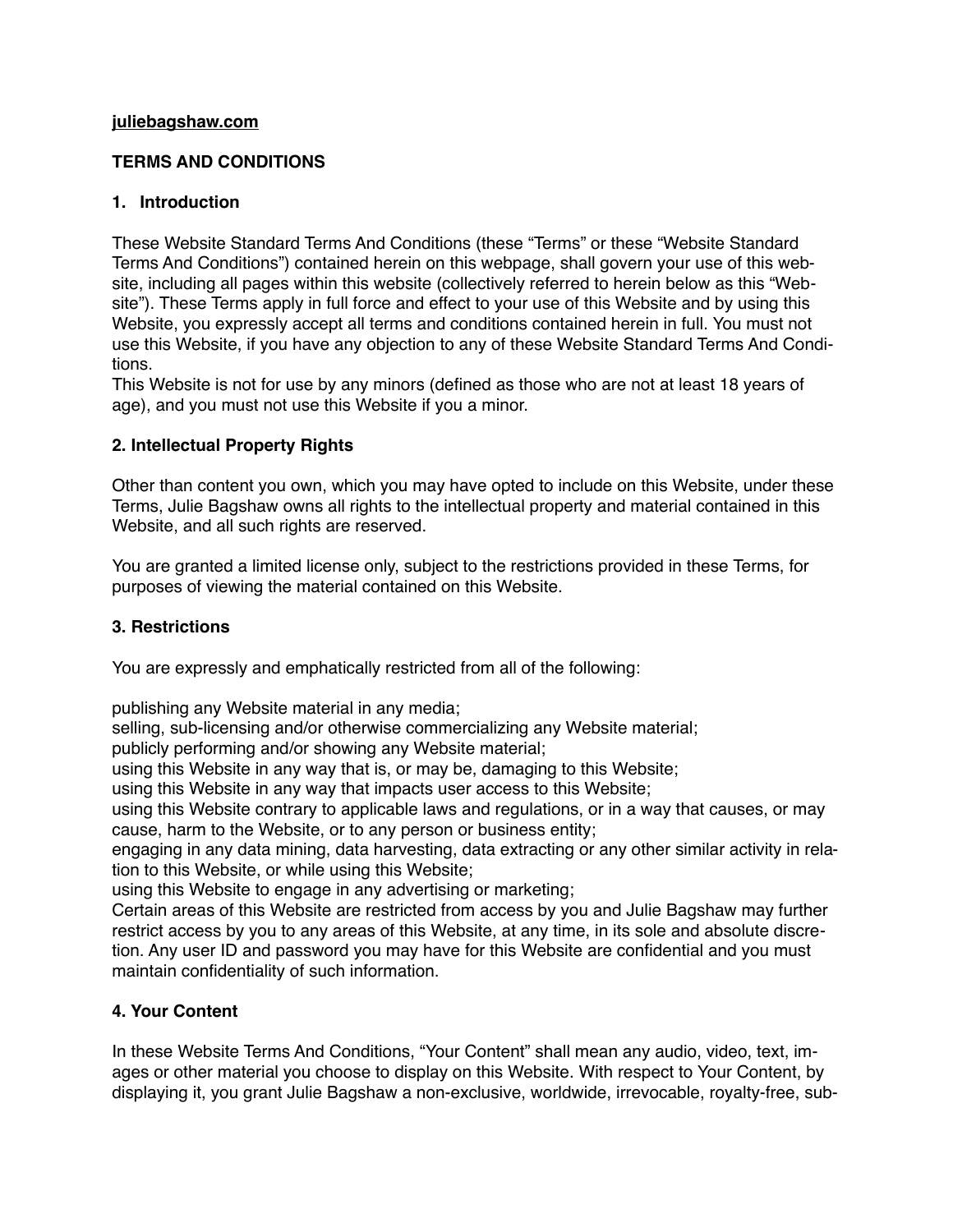**juliebagshaw.com**

**TERMS AND CONDITIONS**

## 1. Introduction

These Website Standard Terms And Conditions (these "Terms" or these "Website Standard Terms And Conditions") contained herein on this webpage, shall govern your use of this website, including all pages within this website (collectively referred to herein below as this "Website"). These Terms apply in full force and effect to your use of this Website and by using this Website, you expressly accept all terms and conditions contained herein in full. You must not use this Website, if you have any objection to any of these Website Standard Terms And Conditions.

This Website is not for use by any minors (defined as those who are not at least 18 years of age), and you must not use this Website if you a minor.

## 2. Intellectual Property Rights

Other than content you own, which you may have opted to include on this Website, under these Terms, Julie Bagshaw owns all rights to the intellectual property and material contained in this Website, and all such rights are reserved.

You are granted a limited license only, subject to the restrictions provided in these Terms, for purposes of viewing the material contained on this Website.

## 3. Restrictions

You are expressly and emphatically restricted from all of the following:

publishing any Website material in any media;
selling, sub-licensing and/or otherwise commercializing any Website material;
publicly performing and/or showing any Website material;
using this Website in any way that is, or may be, damaging to this Website;
using this Website in any way that impacts user access to this Website;
using this Website contrary to applicable laws and regulations, or in a way that causes, or may cause, harm to the Website, or to any person or business entity;
engaging in any data mining, data harvesting, data extracting or any other similar activity in relation to this Website, or while using this Website;
using this Website to engage in any advertising or marketing;
Certain areas of this Website are restricted from access by you and Julie Bagshaw may further restrict access by you to any areas of this Website, at any time, in its sole and absolute discretion. Any user ID and password you may have for this Website are confidential and you must maintain confidentiality of such information.

## 4. Your Content

In these Website Terms And Conditions, "Your Content" shall mean any audio, video, text, images or other material you choose to display on this Website. With respect to Your Content, by displaying it, you grant Julie Bagshaw a non-exclusive, worldwide, irrevocable, royalty-free, sub-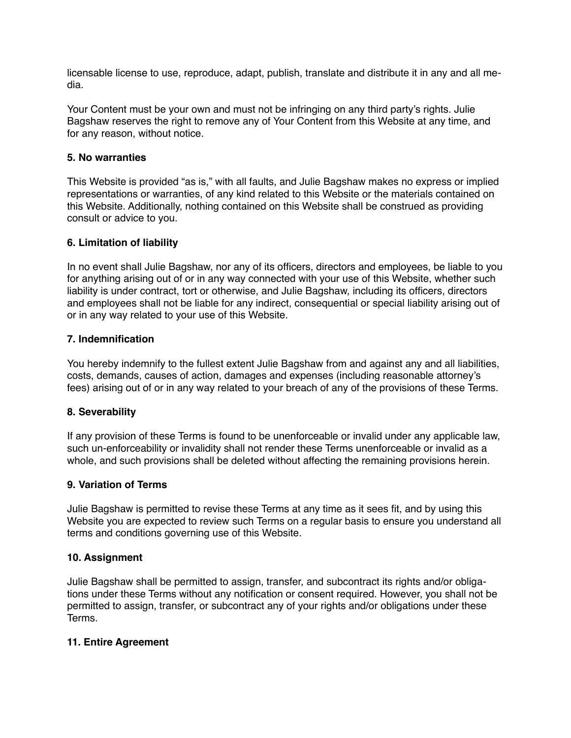licensable license to use, reproduce, adapt, publish, translate and distribute it in any and all media.

Your Content must be your own and must not be infringing on any third party's rights. Julie Bagshaw reserves the right to remove any of Your Content from this Website at any time, and for any reason, without notice.

**5. No warranties**

This Website is provided "as is," with all faults, and Julie Bagshaw makes no express or implied representations or warranties, of any kind related to this Website or the materials contained on this Website. Additionally, nothing contained on this Website shall be construed as providing consult or advice to you.

**6. Limitation of liability**

In no event shall Julie Bagshaw, nor any of its officers, directors and employees, be liable to you for anything arising out of or in any way connected with your use of this Website, whether such liability is under contract, tort or otherwise, and Julie Bagshaw, including its officers, directors and employees shall not be liable for any indirect, consequential or special liability arising out of or in any way related to your use of this Website.

**7. Indemnification**

You hereby indemnify to the fullest extent Julie Bagshaw from and against any and all liabilities, costs, demands, causes of action, damages and expenses (including reasonable attorney's fees) arising out of or in any way related to your breach of any of the provisions of these Terms.

**8. Severability**

If any provision of these Terms is found to be unenforceable or invalid under any applicable law, such un-enforceability or invalidity shall not render these Terms unenforceable or invalid as a whole, and such provisions shall be deleted without affecting the remaining provisions herein.

**9. Variation of Terms**

Julie Bagshaw is permitted to revise these Terms at any time as it sees fit, and by using this Website you are expected to review such Terms on a regular basis to ensure you understand all terms and conditions governing use of this Website.

**10. Assignment**

Julie Bagshaw shall be permitted to assign, transfer, and subcontract its rights and/or obligations under these Terms without any notification or consent required. However, you shall not be permitted to assign, transfer, or subcontract any of your rights and/or obligations under these Terms.

**11. Entire Agreement**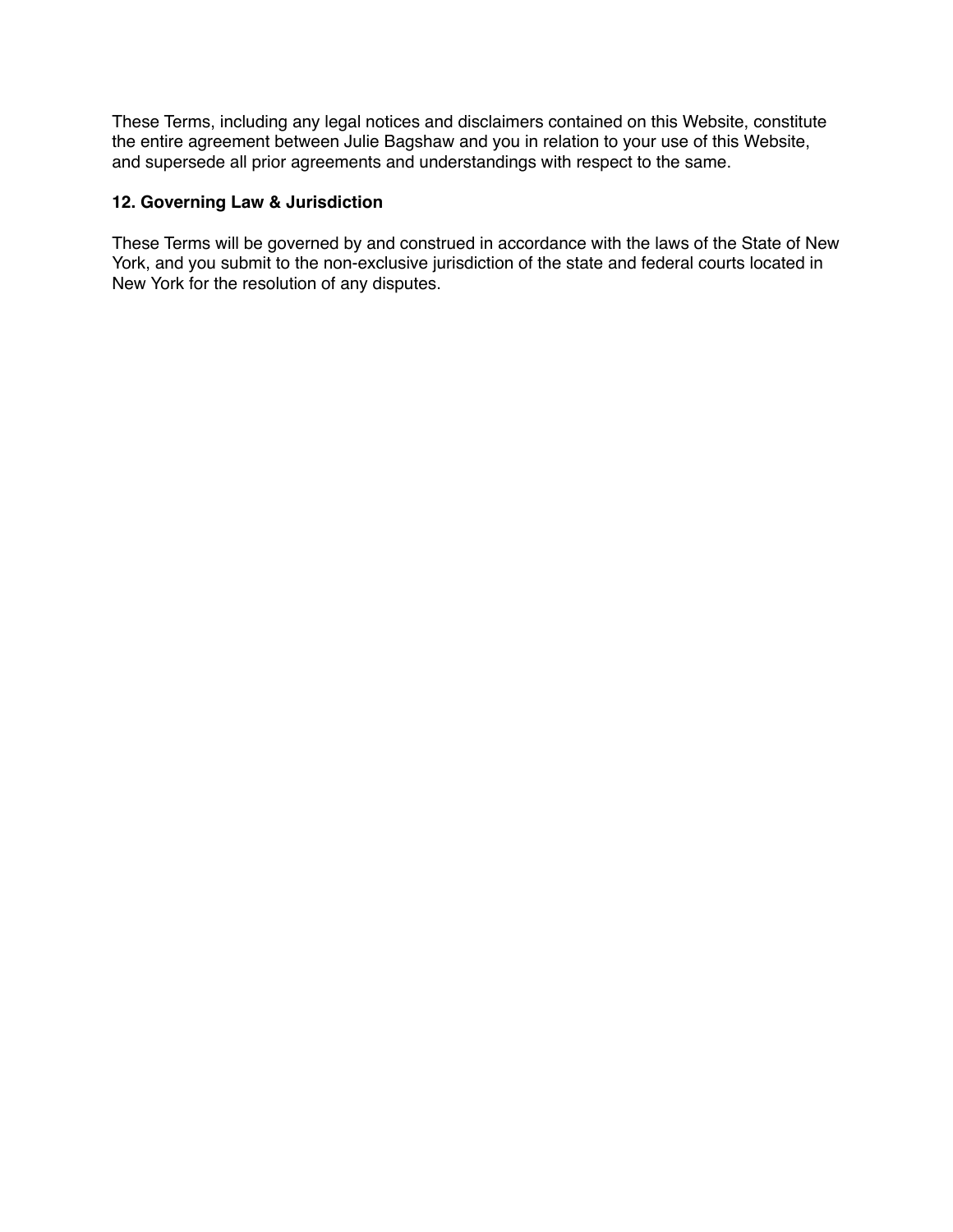These Terms, including any legal notices and disclaimers contained on this Website, constitute the entire agreement between Julie Bagshaw and you in relation to your use of this Website, and supersede all prior agreements and understandings with respect to the same.

**12. Governing Law & Jurisdiction**

These Terms will be governed by and construed in accordance with the laws of the State of New York, and you submit to the non-exclusive jurisdiction of the state and federal courts located in New York for the resolution of any disputes.